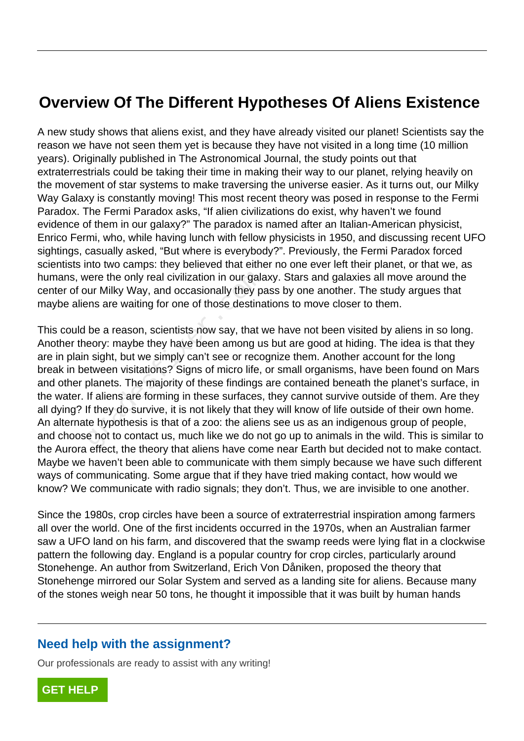# Overview Of The Different Hypotheses Of Aliens Existence

A new study shows that aliens exist, and they have already visited our planet! Scientists say the reason we have not seen them yet is because they have not visited in a long time (10 million years). Originally published in The Astronomical Journal, the study points out that extraterrestrials could be taking their time in making their way to our planet, relying heavily on the movement of star systems to make traversing the universe easier. As it turns out, our Milky Way Galaxy is constantly moving! This most recent theory was posed in response to the Fermi Paradox. The Fermi Paradox asks, "If alien civilizations do exist, why haven't we found evidence of them in our galaxy?" The paradox is named after an Italian-American physicist, Enrico Fermi, who, while having lunch with fellow physicists in 1950, and discussing recent UFO sightings, casually asked, "But where is everybody?". Previously, the Fermi Paradox forced scientists into two camps: they believed that either no one ever left their planet, or that we, as humans, were the only real civilization in our galaxy. Stars and galaxies all move around the center of our Milky Way, and occasionally they pass by one another. The study argues that maybe aliens are waiting for one of those destinations to move closer to them.

This could be a reason, scientists now say, that we have not been visited by aliens in so long. Another theory: maybe they have been among us but are good at hiding. The idea is that they are in plain sight, but we simply can't see or recognize them. Another account for the long break in between visitations? Signs of micro life, or small organisms, have been found on Mars and other planets. The majority of these findings are contained beneath the planet's surface, in the water. If aliens are forming in these surfaces, they cannot survive outside of them. Are they all dying? If they do survive, it is not likely that they will know of life outside of their own home. An alternate hypothesis is that of a zoo: the aliens see us as an indigenous group of people, and choose not to contact us, much like we do not go up to animals in the wild. This is similar to the Aurora effect, the theory that aliens have come near Earth but decided not to make contact. Maybe we haven't been able to communicate with them simply because we have such different ways of communicating. Some argue that if they have tried making contact, how would we know? We communicate with radio signals; they don't. Thus, we are invisible to one another.

Since the 1980s, crop circles have been a source of extraterrestrial inspiration among farmers all over the world. One of the first incidents occurred in the 1970s, when an Australian farmer saw a UFO land on his farm, and discovered that the swamp reeds were lying flat in a clockwise pattern the following day. England is a popular country for crop circles, particularly around Stonehenge. An author from Switzerland, Erich Von Dåniken, proposed the theory that Stonehenge mirrored our Solar System and served as a landing site for aliens. Because many of the stones weigh near 50 tons, he thought it impossible that it was built by human hands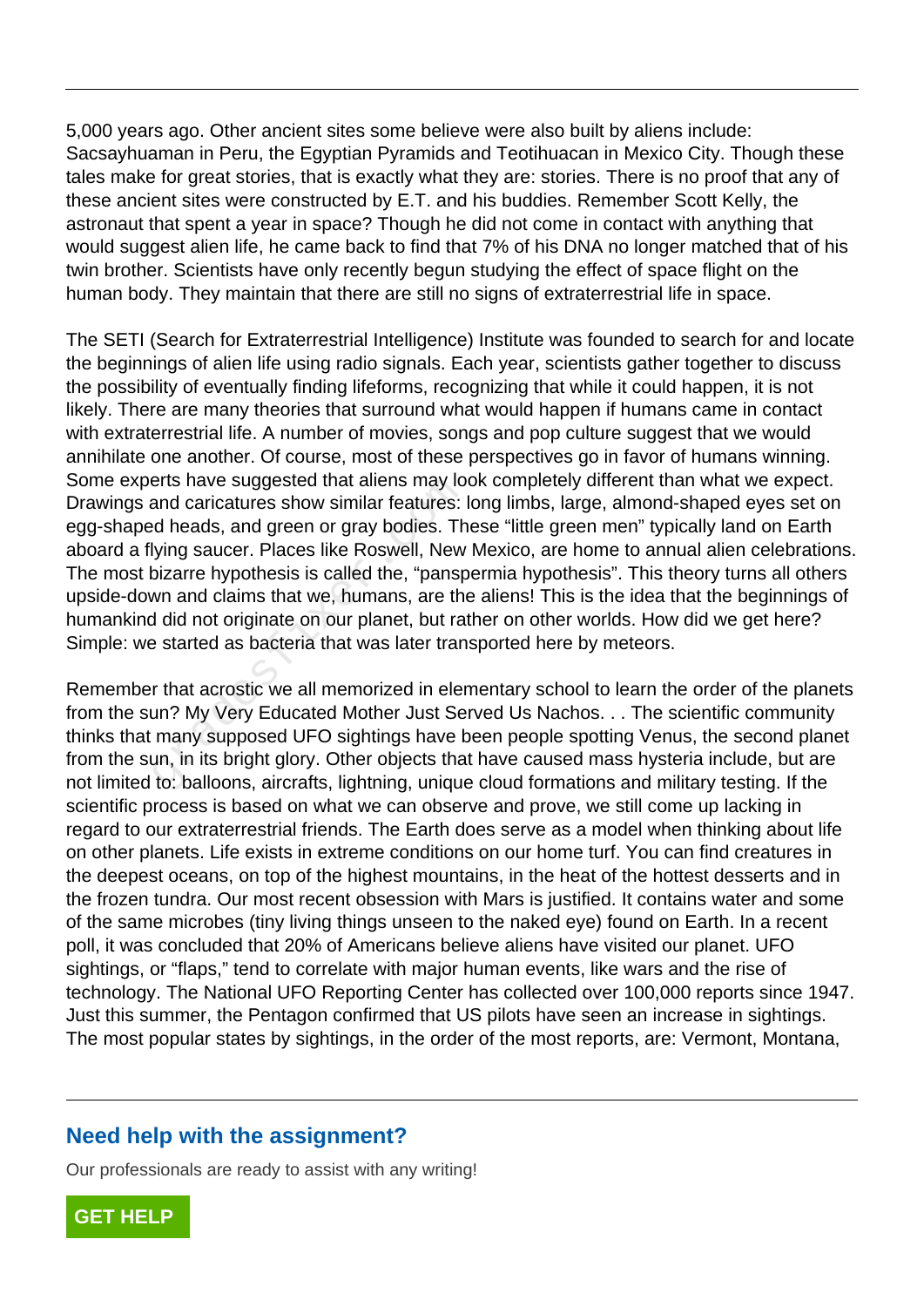5,000 years ago. Other ancient sites some believe were also built by aliens include: Sacsayhuaman in Peru, the Egyptian Pyramids and Teotihuacan in Mexico City. Though these tales make for great stories, that is exactly what they are: stories. There is no proof that any of these ancient sites were constructed by E.T. and his buddies. Remember Scott Kelly, the astronaut that spent a year in space? Though he did not come in contact with anything that would suggest alien life, he came back to find that 7% of his DNA no longer matched that of his twin brother. Scientists have only recently begun studying the effect of space flight on the human body. They maintain that there are still no signs of extraterrestrial life in space.

The SETI (Search for Extraterrestrial Intelligence) Institute was founded to search for and locate the beginnings of alien life using radio signals. Each year, scientists gather together to discuss the possibility of eventually finding lifeforms, recognizing that while it could happen, it is not likely. There are many theories that surround what would happen if humans came in contact with extraterrestrial life. A number of movies, songs and pop culture suggest that we would annihilate one another. Of course, most of these perspectives go in favor of humans winning. Some experts have suggested that aliens may look completely different than what we expect. Drawings and caricatures show similar features: long limbs, large, almond-shaped eyes set on egg-shaped heads, and green or gray bodies. These "little green men" typically land on Earth aboard a flying saucer. Places like Roswell, New Mexico, are home to annual alien celebrations. The most bizarre hypothesis is called the, "panspermia hypothesis". This theory turns all others upside-down and claims that we, humans, are the aliens! This is the idea that the beginnings of humankind did not originate on our planet, but rather on other worlds. How did we get here? Simple: we started as bacteria that was later transported here by meteors.

Remember that acrostic we all memorized in elementary school to learn the order of the planets from the sun? My Very Educated Mother Just Served Us Nachos. . . The scientific community thinks that many supposed UFO sightings have been people spotting Venus, the second planet from the sun, in its bright glory. Other objects that have caused mass hysteria include, but are not limited to: balloons, aircrafts, lightning, unique cloud formations and military testing. If the scientific process is based on what we can observe and prove, we still come up lacking in regard to our extraterrestrial friends. The Earth does serve as a model when thinking about life on other planets. Life exists in extreme conditions on our home turf. You can find creatures in the deepest oceans, on top of the highest mountains, in the heat of the hottest desserts and in the frozen tundra. Our most recent obsession with Mars is justified. It contains water and some of the same microbes (tiny living things unseen to the naked eye) found on Earth. In a recent poll, it was concluded that 20% of Americans believe aliens have visited our planet. UFO sightings, or "flaps," tend to correlate with major human events, like wars and the rise of technology. The National UFO Reporting Center has collected over 100,000 reports since 1947. Just this summer, the Pentagon confirmed that US pilots have seen an increase in sightings. The most popular states by sightings, in the order of the most reports, are: Vermont, Montana,

## Need help with the assignment?

Our professionals are ready to assist with any writing!

GET HELP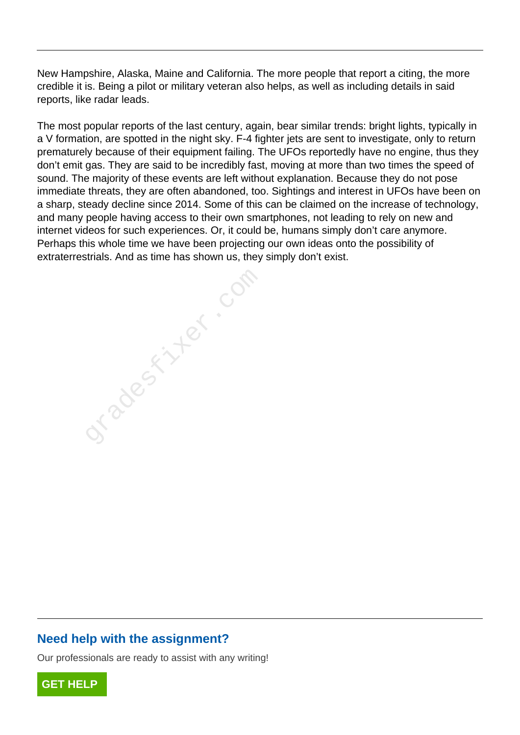New Hampshire, Alaska, Maine and California. The more people that report a citing, the more credible it is. Being a pilot or military veteran also helps, as well as including details in said reports, like radar leads.

The most popular reports of the last century, again, bear similar trends: bright lights, typically in a V formation, are spotted in the night sky. F-4 fighter jets are sent to investigate, only to return prematurely because of their equipment failing. The UFOs reportedly have no engine, thus they don't emit gas. They are said to be incredibly fast, moving at more than two times the speed of sound. The majority of these events are left without explanation. Because they do not pose immediate threats, they are often abandoned, too. Sightings and interest in UFOs have been on a sharp, steady decline since 2014. Some of this can be claimed on the increase of technology, and many people having access to their own smartphones, not leading to rely on new and internet videos for such experiences. Or, it could be, humans simply don't care anymore. Perhaps this whole time we have been projecting our own ideas onto the possibility of extraterrestrials. And as time has shown us, they simply don't exist.

## Need help with the assignment?

Our professionals are ready to assist with any writing!

GET HELP